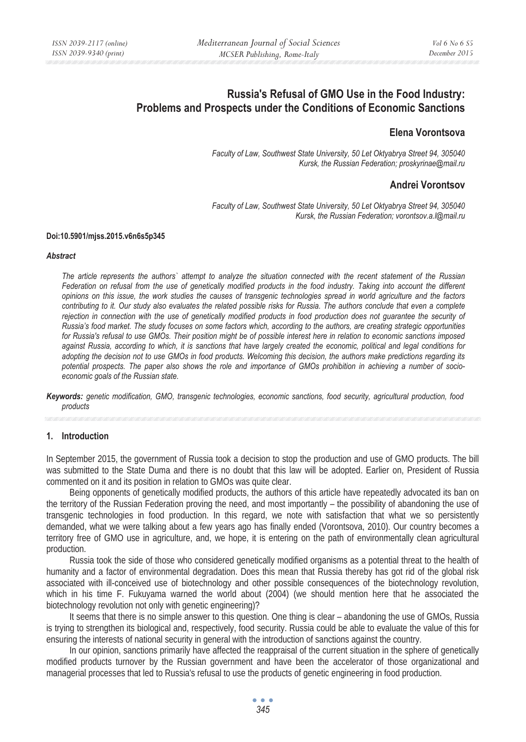# Russia's Refusal of GMO Use in the Food Industry: Problems and Prospects under the Conditions of Economic Sanctions

## Elena Vorontsova

*Faculty of Law, Southwest State University, 50 Let Oktyabrya Street 94, 305040 Kursk, the Russian Federation; proskyrinae@mail.ru*

## Andrei Vorontsov

*Faculty of Law, Southwest State University, 50 Let Oktyabrya Street 94, 305040 Kursk, the Russian Federation; vorontsov.a.l@mail.ru*

**Doi:10.5901/mjss.2015.v6n6s5p345**

***Abstract***

*The article represents the authors` attempt to analyze the situation connected with the recent statement of the Russian Federation on refusal from the use of genetically modified products in the food industry. Taking into account the different opinions on this issue, the work studies the causes of transgenic technologies spread in world agriculture and the factors contributing to it. Our study also evaluates the related possible risks for Russia. The authors conclude that even a complete rejection in connection with the use of genetically modified products in food production does not guarantee the security of Russia's food market. The study focuses on some factors which, according to the authors, are creating strategic opportunities for Russia's refusal to use GMOs. Their position might be of possible interest here in relation to economic sanctions imposed against Russia, according to which, it is sanctions that have largely created the economic, political and legal conditions for adopting the decision not to use GMOs in food products. Welcoming this decision, the authors make predictions regarding its potential prospects. The paper also shows the role and importance of GMOs prohibition in achieving a number of socio-economic goals of the Russian state.*

***Keywords:*** *genetic modification, GMO, transgenic technologies, economic sanctions, food security, agricultural production, food products*

## 1. Introduction

In September 2015, the government of Russia took a decision to stop the production and use of GMO products. The bill was submitted to the State Duma and there is no doubt that this law will be adopted. Earlier on, President of Russia commented on it and its position in relation to GMOs was quite clear.

Being opponents of genetically modified products, the authors of this article have repeatedly advocated its ban on the territory of the Russian Federation proving the need, and most importantly – the possibility of abandoning the use of transgenic technologies in food production. In this regard, we note with satisfaction that what we so persistently demanded, what we were talking about a few years ago has finally ended (Vorontsova, 2010). Our country becomes a territory free of GMO use in agriculture, and, we hope, it is entering on the path of environmentally clean agricultural production.

Russia took the side of those who considered genetically modified organisms as a potential threat to the health of humanity and a factor of environmental degradation. Does this mean that Russia thereby has got rid of the global risk associated with ill-conceived use of biotechnology and other possible consequences of the biotechnology revolution, which in his time F. Fukuyama warned the world about (2004) (we should mention here that he associated the biotechnology revolution not only with genetic engineering)?

It seems that there is no simple answer to this question. One thing is clear – abandoning the use of GMOs, Russia is trying to strengthen its biological and, respectively, food security. Russia could be able to evaluate the value of this for ensuring the interests of national security in general with the introduction of sanctions against the country.

In our opinion, sanctions primarily have affected the reappraisal of the current situation in the sphere of genetically modified products turnover by the Russian government and have been the accelerator of those organizational and managerial processes that led to Russia's refusal to use the products of genetic engineering in food production.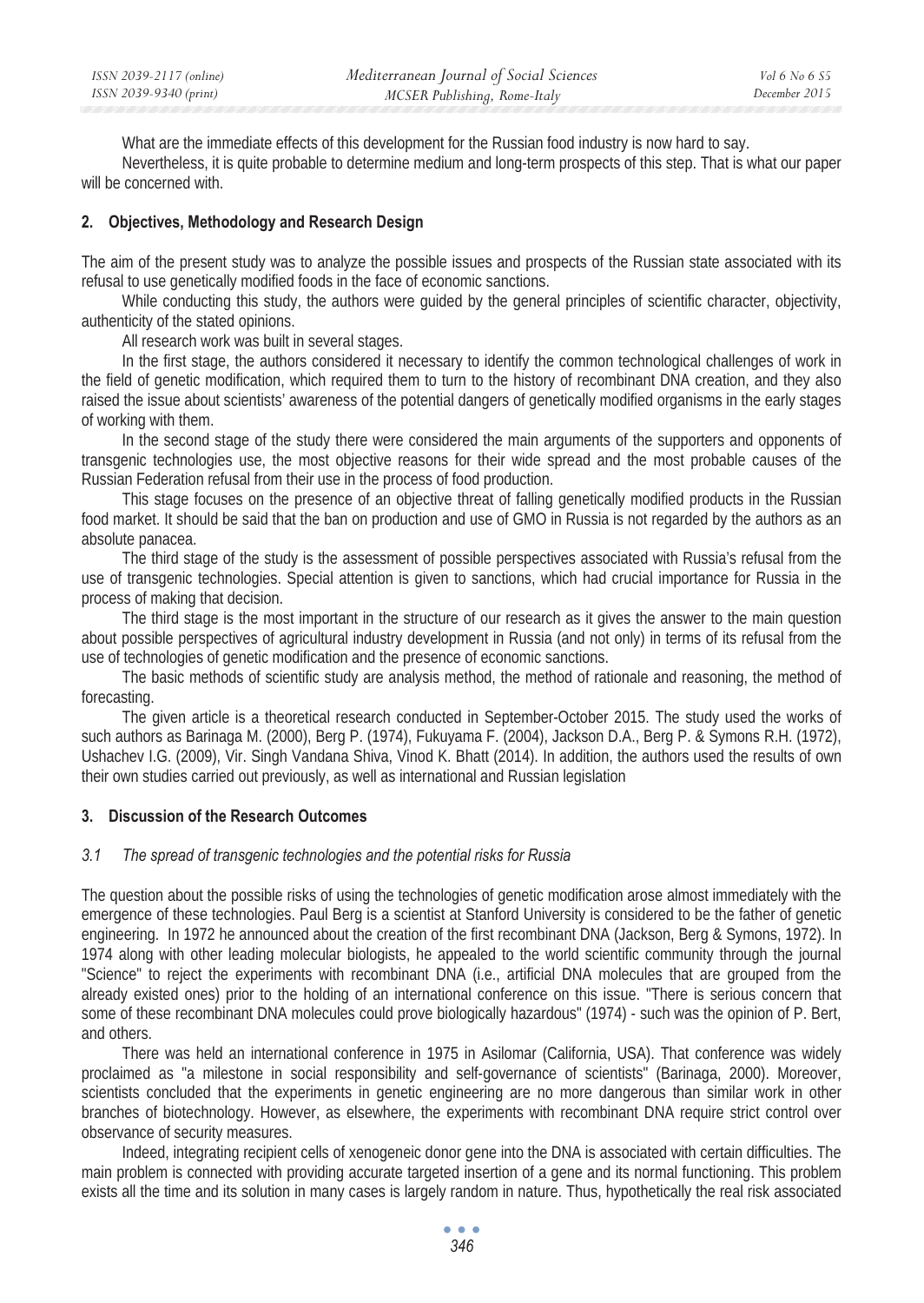What are the immediate effects of this development for the Russian food industry is now hard to say.

Nevertheless, it is quite probable to determine medium and long-term prospects of this step. That is what our paper will be concerned with.

## 2. Objectives, Methodology and Research Design

The aim of the present study was to analyze the possible issues and prospects of the Russian state associated with its refusal to use genetically modified foods in the face of economic sanctions.

While conducting this study, the authors were guided by the general principles of scientific character, objectivity, authenticity of the stated opinions.

All research work was built in several stages.

In the first stage, the authors considered it necessary to identify the common technological challenges of work in the field of genetic modification, which required them to turn to the history of recombinant DNA creation, and they also raised the issue about scientists' awareness of the potential dangers of genetically modified organisms in the early stages of working with them.

In the second stage of the study there were considered the main arguments of the supporters and opponents of transgenic technologies use, the most objective reasons for their wide spread and the most probable causes of the Russian Federation refusal from their use in the process of food production.

This stage focuses on the presence of an objective threat of falling genetically modified products in the Russian food market. It should be said that the ban on production and use of GMO in Russia is not regarded by the authors as an absolute panacea.

The third stage of the study is the assessment of possible perspectives associated with Russia's refusal from the use of transgenic technologies. Special attention is given to sanctions, which had crucial importance for Russia in the process of making that decision.

The third stage is the most important in the structure of our research as it gives the answer to the main question about possible perspectives of agricultural industry development in Russia (and not only) in terms of its refusal from the use of technologies of genetic modification and the presence of economic sanctions.

The basic methods of scientific study are analysis method, the method of rationale and reasoning, the method of forecasting.

The given article is a theoretical research conducted in September-October 2015. The study used the works of such authors as Barinaga M. (2000), Berg P. (1974), Fukuyama F. (2004), Jackson D.A., Berg P. & Symons R.H. (1972), Ushachev I.G. (2009), Vir. Singh Vandana Shiva, Vinod K. Bhatt (2014). In addition, the authors used the results of own their own studies carried out previously, as well as international and Russian legislation

## 3. Discussion of the Research Outcomes

### *3.1 The spread of transgenic technologies and the potential risks for Russia*

The question about the possible risks of using the technologies of genetic modification arose almost immediately with the emergence of these technologies. Paul Berg is a scientist at Stanford University is considered to be the father of genetic engineering. In 1972 he announced about the creation of the first recombinant DNA (Jackson, Berg & Symons, 1972). In 1974 along with other leading molecular biologists, he appealed to the world scientific community through the journal "Science" to reject the experiments with recombinant DNA (i.e., artificial DNA molecules that are grouped from the already existed ones) prior to the holding of an international conference on this issue. "There is serious concern that some of these recombinant DNA molecules could prove biologically hazardous" (1974) - such was the opinion of P. Bert, and others.

There was held an international conference in 1975 in Asilomar (California, USA). That conference was widely proclaimed as "a milestone in social responsibility and self-governance of scientists" (Barinaga, 2000). Moreover, scientists concluded that the experiments in genetic engineering are no more dangerous than similar work in other branches of biotechnology. However, as elsewhere, the experiments with recombinant DNA require strict control over observance of security measures.

Indeed, integrating recipient cells of xenogeneic donor gene into the DNA is associated with certain difficulties. The main problem is connected with providing accurate targeted insertion of a gene and its normal functioning. This problem exists all the time and its solution in many cases is largely random in nature. Thus, hypothetically the real risk associated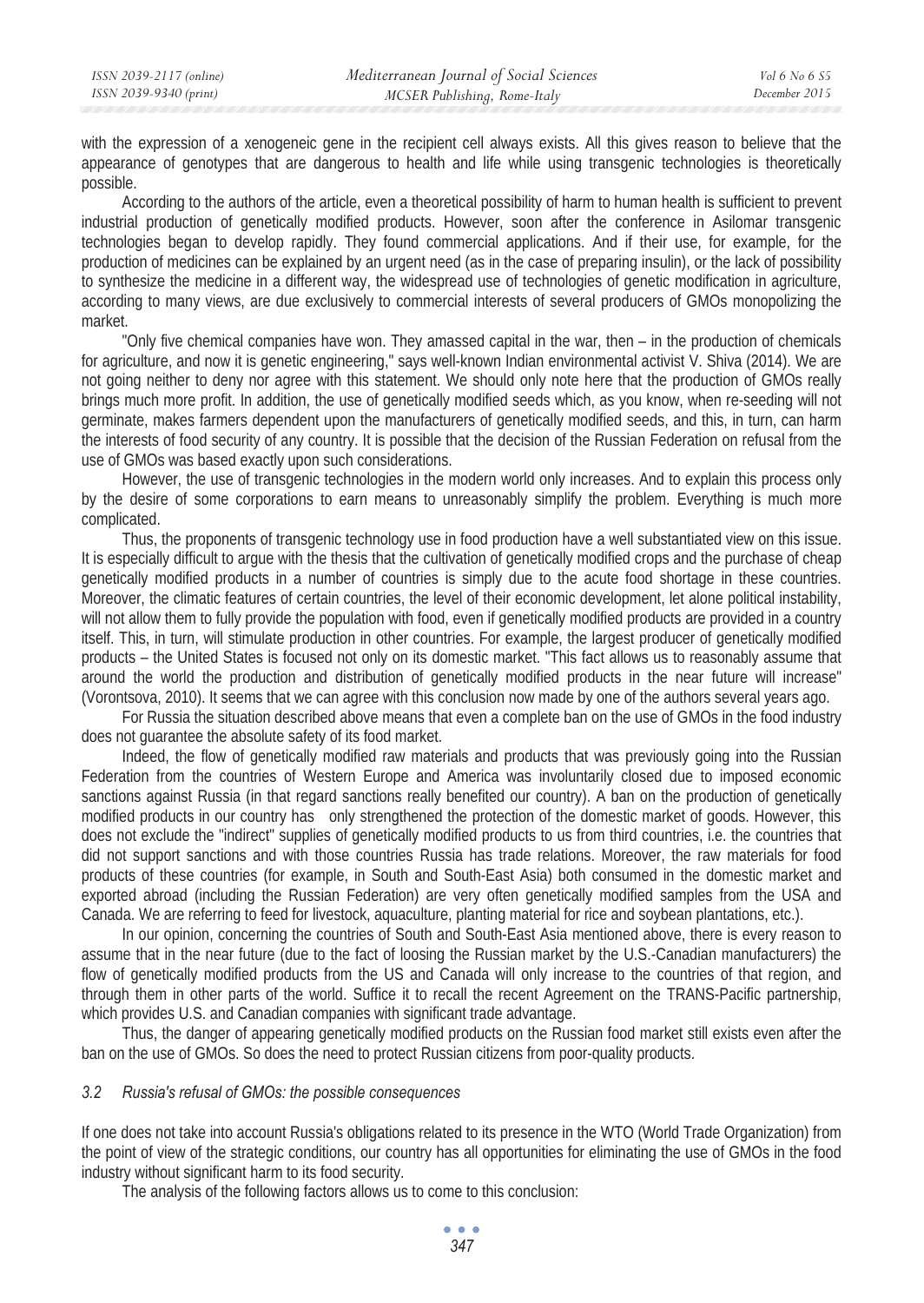with the expression of a xenogeneic gene in the recipient cell always exists. All this gives reason to believe that the appearance of genotypes that are dangerous to health and life while using transgenic technologies is theoretically possible.

According to the authors of the article, even a theoretical possibility of harm to human health is sufficient to prevent industrial production of genetically modified products. However, soon after the conference in Asilomar transgenic technologies began to develop rapidly. They found commercial applications. And if their use, for example, for the production of medicines can be explained by an urgent need (as in the case of preparing insulin), or the lack of possibility to synthesize the medicine in a different way, the widespread use of technologies of genetic modification in agriculture, according to many views, are due exclusively to commercial interests of several producers of GMOs monopolizing the market.

"Only five chemical companies have won. They amassed capital in the war, then – in the production of chemicals for agriculture, and now it is genetic engineering," says well-known Indian environmental activist V. Shiva (2014). We are not going neither to deny nor agree with this statement. We should only note here that the production of GMOs really brings much more profit. In addition, the use of genetically modified seeds which, as you know, when re-seeding will not germinate, makes farmers dependent upon the manufacturers of genetically modified seeds, and this, in turn, can harm the interests of food security of any country. It is possible that the decision of the Russian Federation on refusal from the use of GMOs was based exactly upon such considerations.

However, the use of transgenic technologies in the modern world only increases. And to explain this process only by the desire of some corporations to earn means to unreasonably simplify the problem. Everything is much more complicated.

Thus, the proponents of transgenic technology use in food production have a well substantiated view on this issue. It is especially difficult to argue with the thesis that the cultivation of genetically modified crops and the purchase of cheap genetically modified products in a number of countries is simply due to the acute food shortage in these countries. Moreover, the climatic features of certain countries, the level of their economic development, let alone political instability, will not allow them to fully provide the population with food, even if genetically modified products are provided in a country itself. This, in turn, will stimulate production in other countries. For example, the largest producer of genetically modified products – the United States is focused not only on its domestic market. "This fact allows us to reasonably assume that around the world the production and distribution of genetically modified products in the near future will increase" (Vorontsova, 2010). It seems that we can agree with this conclusion now made by one of the authors several years ago.

For Russia the situation described above means that even a complete ban on the use of GMOs in the food industry does not guarantee the absolute safety of its food market.

Indeed, the flow of genetically modified raw materials and products that was previously going into the Russian Federation from the countries of Western Europe and America was involuntarily closed due to imposed economic sanctions against Russia (in that regard sanctions really benefited our country). A ban on the production of genetically modified products in our country has only strengthened the protection of the domestic market of goods. However, this does not exclude the "indirect" supplies of genetically modified products to us from third countries, i.e. the countries that did not support sanctions and with those countries Russia has trade relations. Moreover, the raw materials for food products of these countries (for example, in South and South-East Asia) both consumed in the domestic market and exported abroad (including the Russian Federation) are very often genetically modified samples from the USA and Canada. We are referring to feed for livestock, aquaculture, planting material for rice and soybean plantations, etc.).

In our opinion, concerning the countries of South and South-East Asia mentioned above, there is every reason to assume that in the near future (due to the fact of loosing the Russian market by the U.S.-Canadian manufacturers) the flow of genetically modified products from the US and Canada will only increase to the countries of that region, and through them in other parts of the world. Suffice it to recall the recent Agreement on the TRANS-Pacific partnership, which provides U.S. and Canadian companies with significant trade advantage.

Thus, the danger of appearing genetically modified products on the Russian food market still exists even after the ban on the use of GMOs. So does the need to protect Russian citizens from poor-quality products.

### *3.2 Russia's refusal of GMOs: the possible consequences*

If one does not take into account Russia's obligations related to its presence in the WTO (World Trade Organization) from the point of view of the strategic conditions, our country has all opportunities for eliminating the use of GMOs in the food industry without significant harm to its food security.

The analysis of the following factors allows us to come to this conclusion: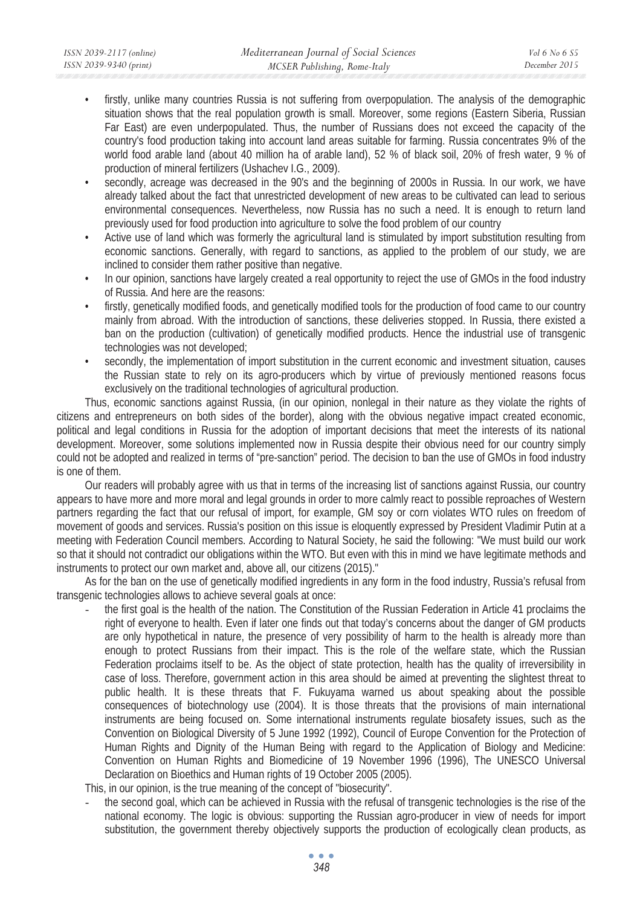- firstly, unlike many countries Russia is not suffering from overpopulation. The analysis of the demographic situation shows that the real population growth is small. Moreover, some regions (Eastern Siberia, Russian Far East) are even underpopulated. Thus, the number of Russians does not exceed the capacity of the country's food production taking into account land areas suitable for farming. Russia concentrates 9% of the world food arable land (about 40 million ha of arable land), 52 % of black soil, 20% of fresh water, 9 % of production of mineral fertilizers (Ushachev I.G., 2009).
- secondly, acreage was decreased in the 90's and the beginning of 2000s in Russia. In our work, we have already talked about the fact that unrestricted development of new areas to be cultivated can lead to serious environmental consequences. Nevertheless, now Russia has no such a need. It is enough to return land previously used for food production into agriculture to solve the food problem of our country
- Active use of land which was formerly the agricultural land is stimulated by import substitution resulting from economic sanctions. Generally, with regard to sanctions, as applied to the problem of our study, we are inclined to consider them rather positive than negative.
- In our opinion, sanctions have largely created a real opportunity to reject the use of GMOs in the food industry of Russia. And here are the reasons:
- firstly, genetically modified foods, and genetically modified tools for the production of food came to our country mainly from abroad. With the introduction of sanctions, these deliveries stopped. In Russia, there existed a ban on the production (cultivation) of genetically modified products. Hence the industrial use of transgenic technologies was not developed;
- secondly, the implementation of import substitution in the current economic and investment situation, causes the Russian state to rely on its agro-producers which by virtue of previously mentioned reasons focus exclusively on the traditional technologies of agricultural production.

Thus, economic sanctions against Russia, (in our opinion, nonlegal in their nature as they violate the rights of citizens and entrepreneurs on both sides of the border), along with the obvious negative impact created economic, political and legal conditions in Russia for the adoption of important decisions that meet the interests of its national development. Moreover, some solutions implemented now in Russia despite their obvious need for our country simply could not be adopted and realized in terms of "pre-sanction" period. The decision to ban the use of GMOs in food industry is one of them.

Our readers will probably agree with us that in terms of the increasing list of sanctions against Russia, our country appears to have more and more moral and legal grounds in order to more calmly react to possible reproaches of Western partners regarding the fact that our refusal of import, for example, GM soy or corn violates WTO rules on freedom of movement of goods and services. Russia's position on this issue is eloquently expressed by President Vladimir Putin at a meeting with Federation Council members. According to Natural Society, he said the following: "We must build our work so that it should not contradict our obligations within the WTO. But even with this in mind we have legitimate methods and instruments to protect our own market and, above all, our citizens (2015)."

As for the ban on the use of genetically modified ingredients in any form in the food industry, Russia's refusal from transgenic technologies allows to achieve several goals at once:

- the first goal is the health of the nation. The Constitution of the Russian Federation in Article 41 proclaims the right of everyone to health. Even if later one finds out that today's concerns about the danger of GM products are only hypothetical in nature, the presence of very possibility of harm to the health is already more than enough to protect Russians from their impact. This is the role of the welfare state, which the Russian Federation proclaims itself to be. As the object of state protection, health has the quality of irreversibility in case of loss. Therefore, government action in this area should be aimed at preventing the slightest threat to public health. It is these threats that F. Fukuyama warned us about speaking about the possible consequences of biotechnology use (2004). It is those threats that the provisions of main international instruments are being focused on. Some international instruments regulate biosafety issues, such as the Convention on Biological Diversity of 5 June 1992 (1992), Council of Europe Convention for the Protection of Human Rights and Dignity of the Human Being with regard to the Application of Biology and Medicine: Convention on Human Rights and Biomedicine of 19 November 1996 (1996), The UNESCO Universal Declaration on Bioethics and Human rights of 19 October 2005 (2005).

This, in our opinion, is the true meaning of the concept of "biosecurity".

- the second goal, which can be achieved in Russia with the refusal of transgenic technologies is the rise of the national economy. The logic is obvious: supporting the Russian agro-producer in view of needs for import substitution, the government thereby objectively supports the production of ecologically clean products, as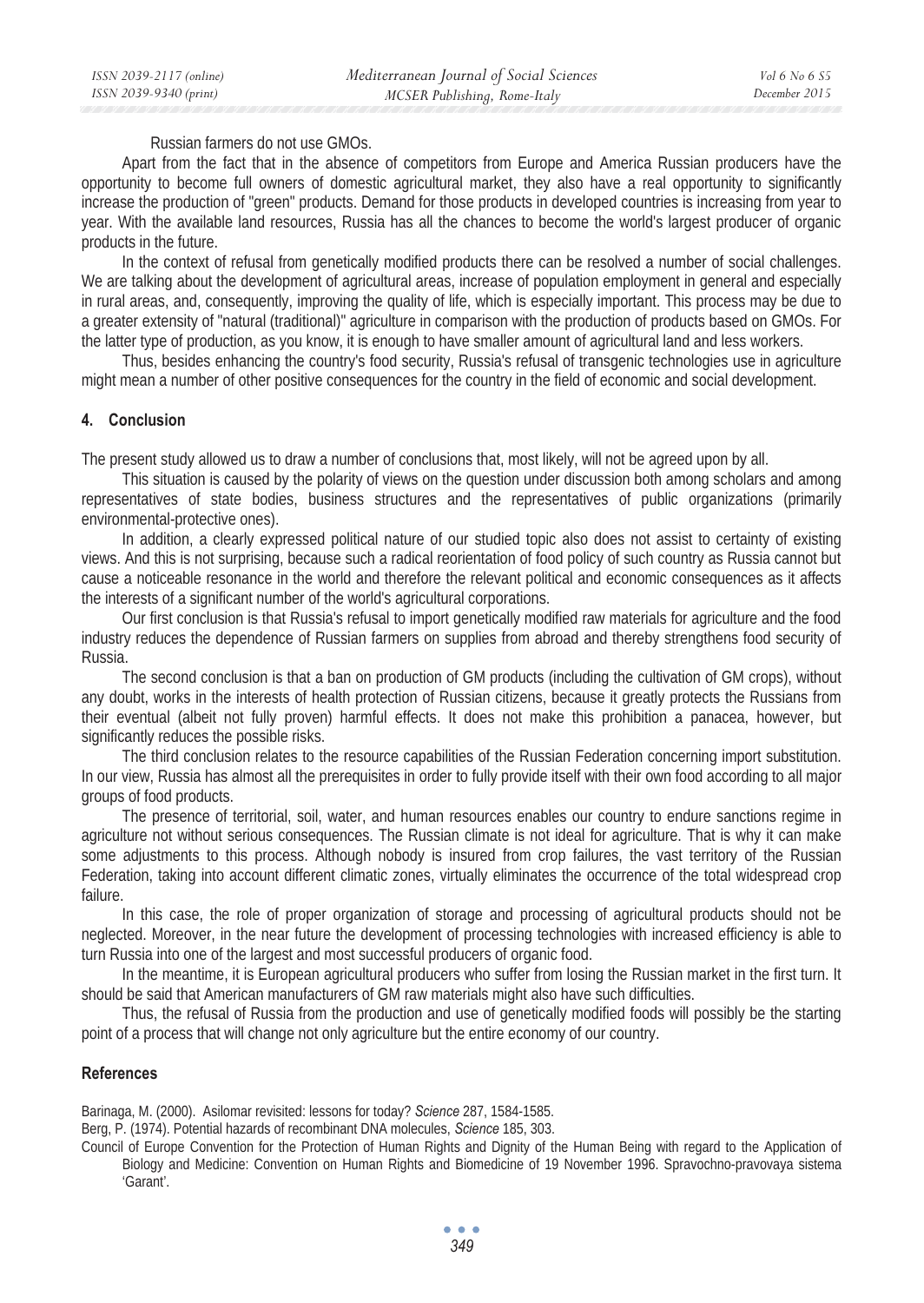Russian farmers do not use GMOs.

Apart from the fact that in the absence of competitors from Europe and America Russian producers have the opportunity to become full owners of domestic agricultural market, they also have a real opportunity to significantly increase the production of "green" products. Demand for those products in developed countries is increasing from year to year. With the available land resources, Russia has all the chances to become the world's largest producer of organic products in the future.

In the context of refusal from genetically modified products there can be resolved a number of social challenges. We are talking about the development of agricultural areas, increase of population employment in general and especially in rural areas, and, consequently, improving the quality of life, which is especially important. This process may be due to a greater extensity of "natural (traditional)" agriculture in comparison with the production of products based on GMOs. For the latter type of production, as you know, it is enough to have smaller amount of agricultural land and less workers.

Thus, besides enhancing the country's food security, Russia's refusal of transgenic technologies use in agriculture might mean a number of other positive consequences for the country in the field of economic and social development.

## 4. Conclusion

The present study allowed us to draw a number of conclusions that, most likely, will not be agreed upon by all.

This situation is caused by the polarity of views on the question under discussion both among scholars and among representatives of state bodies, business structures and the representatives of public organizations (primarily environmental-protective ones).

In addition, a clearly expressed political nature of our studied topic also does not assist to certainty of existing views. And this is not surprising, because such a radical reorientation of food policy of such country as Russia cannot but cause a noticeable resonance in the world and therefore the relevant political and economic consequences as it affects the interests of a significant number of the world's agricultural corporations.

Our first conclusion is that Russia's refusal to import genetically modified raw materials for agriculture and the food industry reduces the dependence of Russian farmers on supplies from abroad and thereby strengthens food security of Russia.

The second conclusion is that a ban on production of GM products (including the cultivation of GM crops), without any doubt, works in the interests of health protection of Russian citizens, because it greatly protects the Russians from their eventual (albeit not fully proven) harmful effects. It does not make this prohibition a panacea, however, but significantly reduces the possible risks.

The third conclusion relates to the resource capabilities of the Russian Federation concerning import substitution. In our view, Russia has almost all the prerequisites in order to fully provide itself with their own food according to all major groups of food products.

The presence of territorial, soil, water, and human resources enables our country to endure sanctions regime in agriculture not without serious consequences. The Russian climate is not ideal for agriculture. That is why it can make some adjustments to this process. Although nobody is insured from crop failures, the vast territory of the Russian Federation, taking into account different climatic zones, virtually eliminates the occurrence of the total widespread crop failure.

In this case, the role of proper organization of storage and processing of agricultural products should not be neglected. Moreover, in the near future the development of processing technologies with increased efficiency is able to turn Russia into one of the largest and most successful producers of organic food.

In the meantime, it is European agricultural producers who suffer from losing the Russian market in the first turn. It should be said that American manufacturers of GM raw materials might also have such difficulties.

Thus, the refusal of Russia from the production and use of genetically modified foods will possibly be the starting point of a process that will change not only agriculture but the entire economy of our country.

## References

Barinaga, M. (2000). Asilomar revisited: lessons for today? *Science* 287, 1584-1585.

Berg, P. (1974). Potential hazards of recombinant DNA molecules, *Science* 185, 303.

Council of Europe Convention for the Protection of Human Rights and Dignity of the Human Being with regard to the Application of Biology and Medicine: Convention on Human Rights and Biomedicine of 19 November 1996. Spravochno-pravovaya sistema 'Garant'.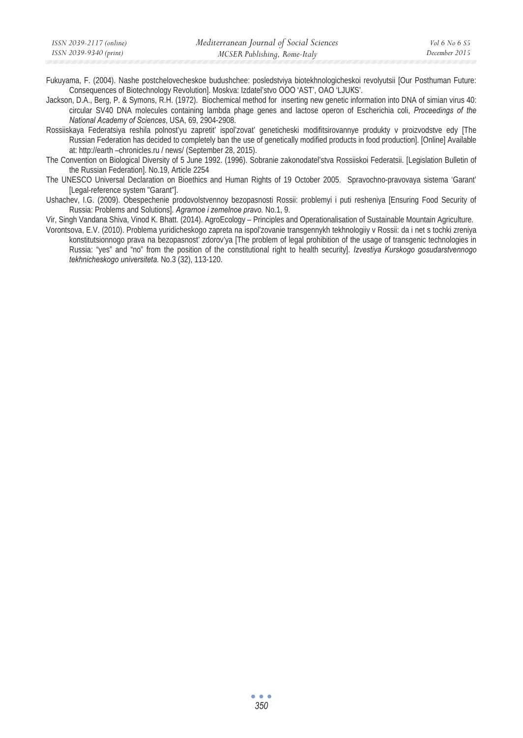Fukuyama, F. (2004). Nashe postchelovecheskoe budushchee: posledstviya biotekhnologicheskoi revolyutsii [Our Posthuman Future: Consequences of Biotechnology Revolution]. Moskva: Izdatel'stvo OOO 'AST', OAO 'LJUKS'.

Jackson, D.A., Berg, P. & Symons, R.H. (1972). Biochemical method for inserting new genetic information into DNA of simian virus 40: circular SV40 DNA molecules containing lambda phage genes and lactose operon of Escherichia coli, *Proceedings of the National Academy of Sciences*, USA, 69, 2904-2908.

Rossiiskaya Federatsiya reshila polnost'yu zapretit' ispol'zovat' geneticheski modifitsirovannye produkty v proizvodstve edy [The Russian Federation has decided to completely ban the use of genetically modified products in food production]. [Online] Available at: http://earth –chronicles.ru / news/ (September 28, 2015).

The Convention on Biological Diversity of 5 June 1992. (1996). Sobranie zakonodatel'stva Rossiiskoi Federatsii. [Legislation Bulletin of the Russian Federation]. No.19, Article 2254

The UNESCO Universal Declaration on Bioethics and Human Rights of 19 October 2005. Spravochno-pravovaya sistema 'Garant' [Legal-reference system "Garant"].

Ushachev, I.G. (2009). Obespechenie prodovolstvennoy bezopasnosti Rossii: problemyi i puti resheniya [Ensuring Food Security of Russia: Problems and Solutions]. *Agrarnoe i zemelnoe pravo.* No.1, 9.

Vir, Singh Vandana Shiva, Vinod K. Bhatt. (2014). AgroEcology – Principles and Operationalisation of Sustainable Mountain Agriculture.

Vorontsova, E.V. (2010). Problema yuridicheskogo zapreta na ispol'zovanie transgennykh tekhnologiiy v Rossii: da i net s tochki zreniya konstitutsionnogo prava na bezopasnost' zdorov'ya [The problem of legal prohibition of the usage of transgenic technologies in Russia: "yes" and "no" from the position of the constitutional right to health security]. *Izvestiya Kurskogo gosudarstvennogo tekhnicheskogo universiteta.* No.3 (32), 113-120.